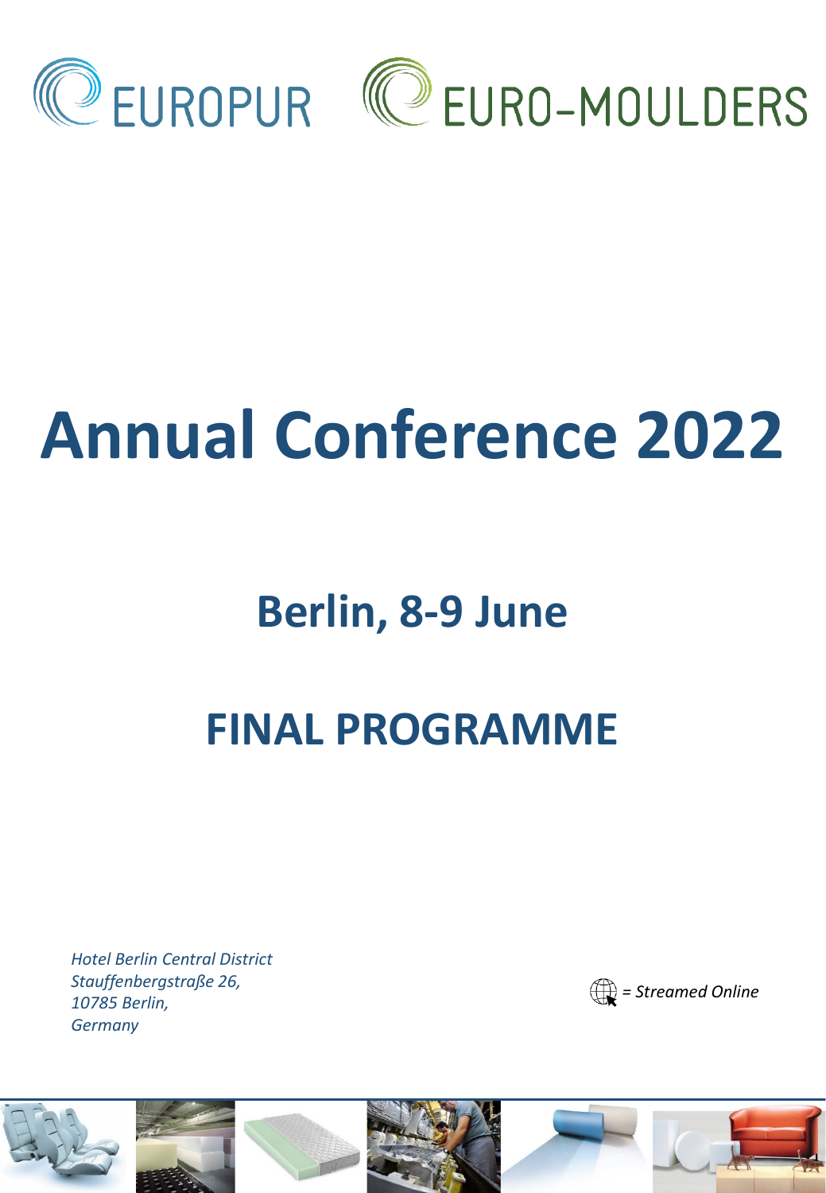EUROPUR EURO-MOULDERS

# Annual Conference 2022

## Berlin, 8-9 June

## FINAL PROGRAMME

*Hotel Berlin Central District*
*Stauffenbergstraße 26,*
*10785 Berlin,*
*Germany*

*= Streamed Online*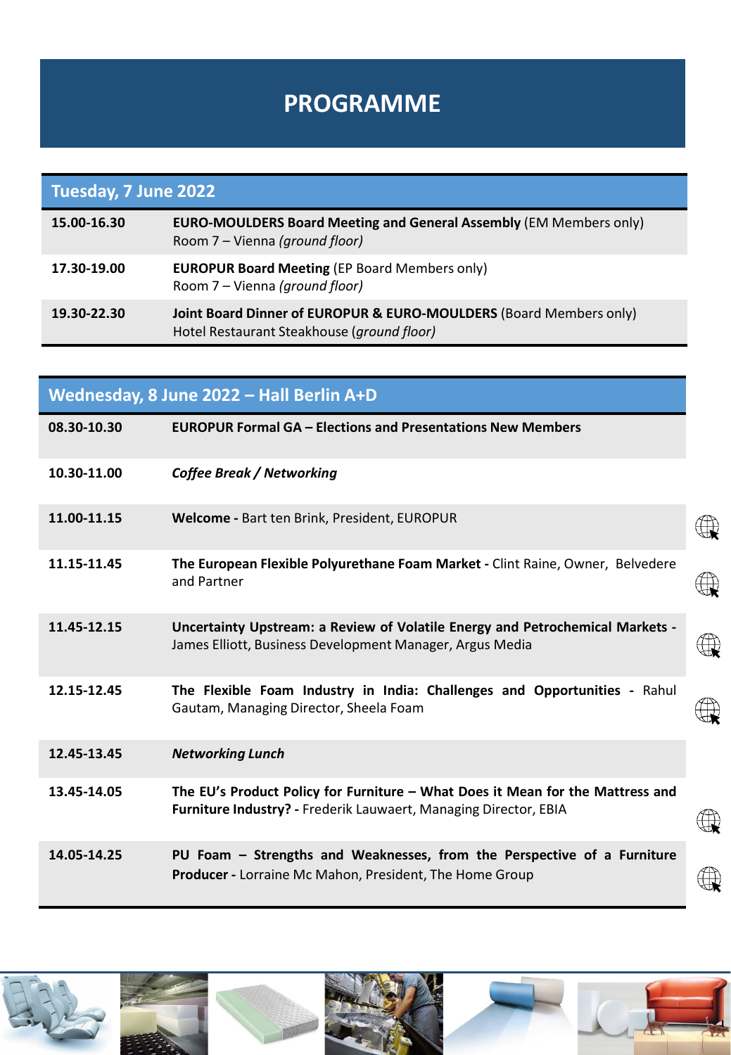# PROGRAMME

| Tuesday, 7 June 2022 | |
|---|---|
| 15.00-16.30 | **EURO-MOULDERS Board Meeting and General Assembly** (EM Members only)<br>Room 7 – Vienna *(ground floor)* |
| 17.30-19.00 | **EUROPUR Board Meeting** (EP Board Members only)<br>Room 7 – Vienna *(ground floor)* |
| 19.30-22.30 | **Joint Board Dinner of EUROPUR & EURO-MOULDERS** (Board Members only)<br>Hotel Restaurant Steakhouse (*ground floor)* |

| Wednesday, 8 June 2022 – Hall Berlin A+D | |
|---|---|
| 08.30-10.30 | **EUROPUR Formal GA – Elections and Presentations New Members** |
| 10.30-11.00 | ***Coffee Break / Networking*** |
| 11.00-11.15 | **Welcome -** Bart ten Brink, President, EUROPUR |
| 11.15-11.45 | **The European Flexible Polyurethane Foam Market -** Clint Raine, Owner, Belvedere and Partner |
| 11.45-12.15 | **Uncertainty Upstream: a Review of Volatile Energy and Petrochemical Markets -** James Elliott, Business Development Manager, Argus Media |
| 12.15-12.45 | **The Flexible Foam Industry in India: Challenges and Opportunities -** Rahul Gautam, Managing Director, Sheela Foam |
| 12.45-13.45 | ***Networking Lunch*** |
| 13.45-14.05 | **The EU's Product Policy for Furniture – What Does it Mean for the Mattress and Furniture Industry? -** Frederik Lauwaert, Managing Director, EBIA |
| 14.05-14.25 | **PU Foam – Strengths and Weaknesses, from the Perspective of a Furniture Producer -** Lorraine Mc Mahon, President, The Home Group |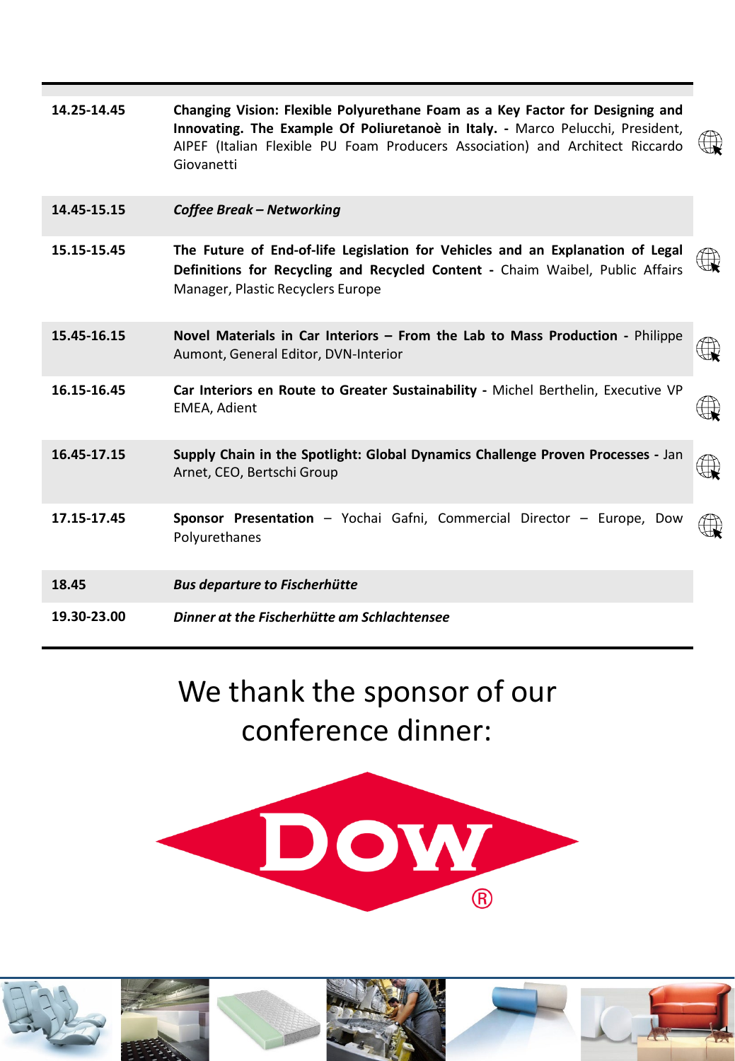| | |
|---|---|
| 14.25-14.45 | **Changing Vision: Flexible Polyurethane Foam as a Key Factor for Designing and Innovating. The Example Of Poliuretanoè in Italy. -** Marco Pelucchi, President, AIPEF (Italian Flexible PU Foam Producers Association) and Architect Riccardo Giovanetti |
| 14.45-15.15 | ***Coffee Break – Networking*** |
| 15.15-15.45 | **The Future of End-of-life Legislation for Vehicles and an Explanation of Legal Definitions for Recycling and Recycled Content -** Chaim Waibel, Public Affairs Manager, Plastic Recyclers Europe |
| 15.45-16.15 | **Novel Materials in Car Interiors – From the Lab to Mass Production -** Philippe Aumont, General Editor, DVN-Interior |
| 16.15-16.45 | **Car Interiors en Route to Greater Sustainability -** Michel Berthelin, Executive VP EMEA, Adient |
| 16.45-17.15 | **Supply Chain in the Spotlight: Global Dynamics Challenge Proven Processes -** Jan Arnet, CEO, Bertschi Group |
| 17.15-17.45 | **Sponsor Presentation** – Yochai Gafni, Commercial Director – Europe, Dow Polyurethanes |
| 18.45 | ***Bus departure to Fischerhütte*** |
| 19.30-23.00 | ***Dinner at the Fischerhütte am Schlachtensee*** |

We thank the sponsor of our conference dinner:

DOW®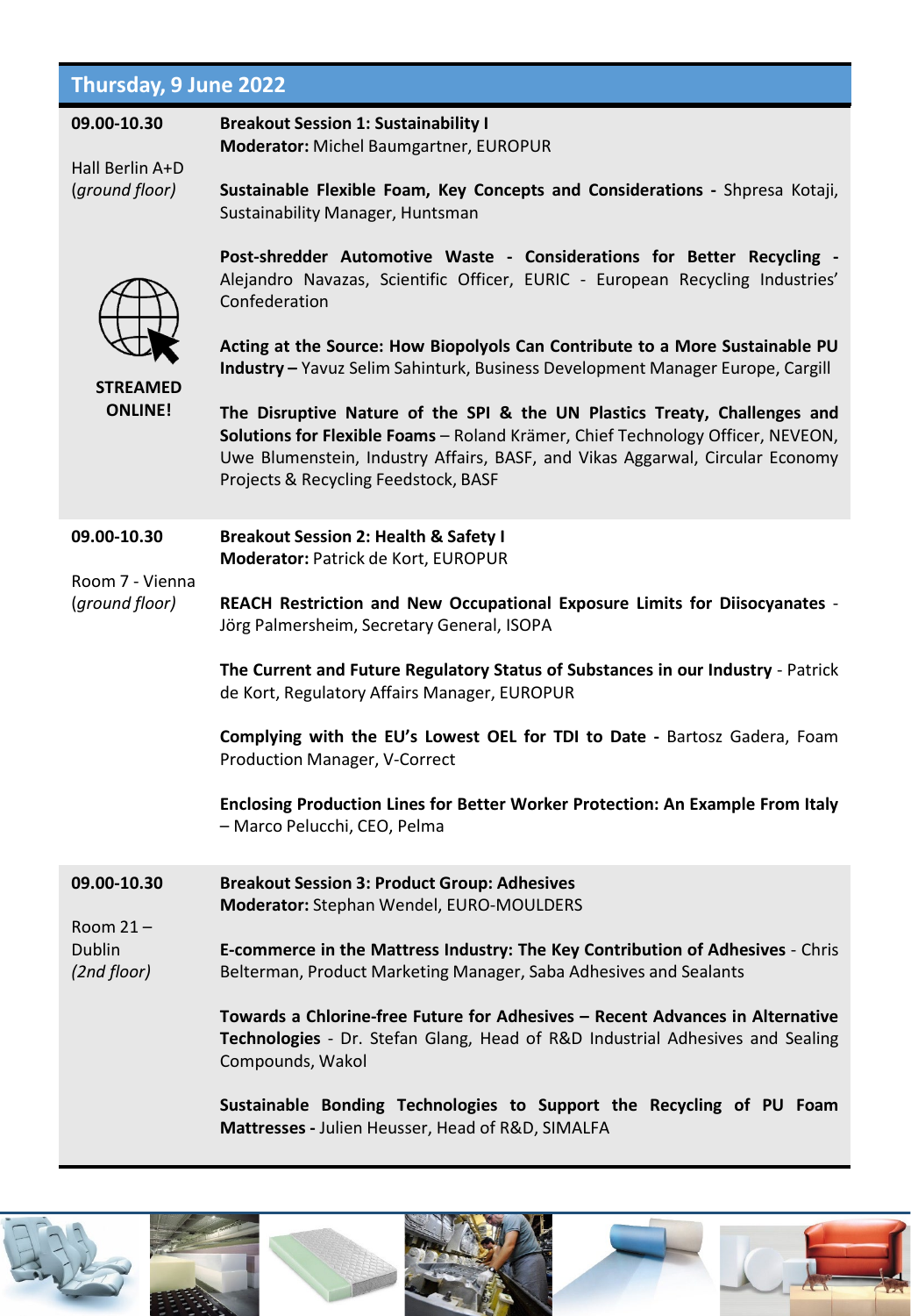## Thursday, 9 June 2022

**09.00-10.30**

Hall Berlin A+D
*(ground floor)*

**STREAMED ONLINE!**

**Breakout Session 1: Sustainability I**
**Moderator:** Michel Baumgartner, EUROPUR

**Sustainable Flexible Foam, Key Concepts and Considerations -** Shpresa Kotaji, Sustainability Manager, Huntsman

**Post-shredder Automotive Waste - Considerations for Better Recycling -** Alejandro Navazas, Scientific Officer, EURIC - European Recycling Industries' Confederation

**Acting at the Source: How Biopolyols Can Contribute to a More Sustainable PU Industry –** Yavuz Selim Sahinturk, Business Development Manager Europe, Cargill

**The Disruptive Nature of the SPI & the UN Plastics Treaty, Challenges and Solutions for Flexible Foams** – Roland Krämer, Chief Technology Officer, NEVEON, Uwe Blumenstein, Industry Affairs, BASF, and Vikas Aggarwal, Circular Economy Projects & Recycling Feedstock, BASF

---

**09.00-10.30**

Room 7 - Vienna
*(ground floor)*

**Breakout Session 2: Health & Safety I**
**Moderator:** Patrick de Kort, EUROPUR

**REACH Restriction and New Occupational Exposure Limits for Diisocyanates** - Jörg Palmersheim, Secretary General, ISOPA

**The Current and Future Regulatory Status of Substances in our Industry** - Patrick de Kort, Regulatory Affairs Manager, EUROPUR

**Complying with the EU's Lowest OEL for TDI to Date -** Bartosz Gadera, Foam Production Manager, V-Correct

**Enclosing Production Lines for Better Worker Protection: An Example From Italy** – Marco Pelucchi, CEO, Pelma

---

**09.00-10.30**

Room 21 – Dublin
*(2nd floor)*

**Breakout Session 3: Product Group: Adhesives**
**Moderator:** Stephan Wendel, EURO-MOULDERS

**E-commerce in the Mattress Industry: The Key Contribution of Adhesives** - Chris Belterman, Product Marketing Manager, Saba Adhesives and Sealants

**Towards a Chlorine-free Future for Adhesives – Recent Advances in Alternative Technologies** - Dr. Stefan Glang, Head of R&D Industrial Adhesives and Sealing Compounds, Wakol

**Sustainable Bonding Technologies to Support the Recycling of PU Foam Mattresses -** Julien Heusser, Head of R&D, SIMALFA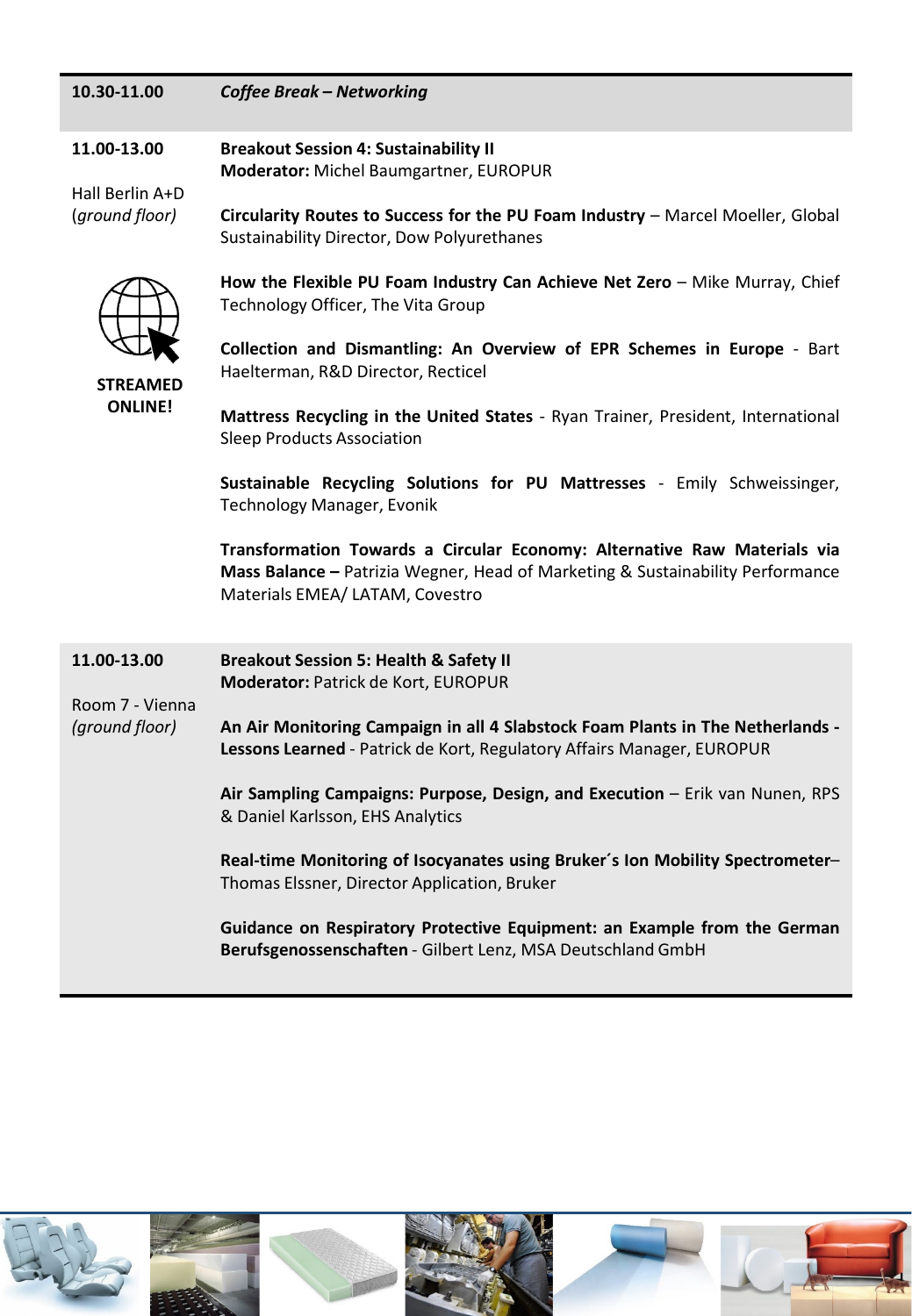| | |
|---|---|
| **10.30-11.00** | ***Coffee Break – Networking*** |
| **11.00-13.00**<br><br>Hall Berlin A+D<br>(*ground floor*)<br><br>**STREAMED ONLINE!** | **Breakout Session 4: Sustainability II**<br>**Moderator:** Michel Baumgartner, EUROPUR<br><br>**Circularity Routes to Success for the PU Foam Industry** – Marcel Moeller, Global Sustainability Director, Dow Polyurethanes<br><br>**How the Flexible PU Foam Industry Can Achieve Net Zero** – Mike Murray, Chief Technology Officer, The Vita Group<br><br>**Collection and Dismantling: An Overview of EPR Schemes in Europe** - Bart Haelterman, R&D Director, Recticel<br><br>**Mattress Recycling in the United States** - Ryan Trainer, President, International Sleep Products Association<br><br>**Sustainable Recycling Solutions for PU Mattresses** - Emily Schweissinger, Technology Manager, Evonik<br><br>**Transformation Towards a Circular Economy: Alternative Raw Materials via Mass Balance –** Patrizia Wegner, Head of Marketing & Sustainability Performance Materials EMEA/ LATAM, Covestro |
| **11.00-13.00**<br><br>Room 7 - Vienna<br>*(ground floor)* | **Breakout Session 5: Health & Safety II**<br>**Moderator:** Patrick de Kort, EUROPUR<br><br>**An Air Monitoring Campaign in all 4 Slabstock Foam Plants in The Netherlands - Lessons Learned** - Patrick de Kort, Regulatory Affairs Manager, EUROPUR<br><br>**Air Sampling Campaigns: Purpose, Design, and Execution** – Erik van Nunen, RPS & Daniel Karlsson, EHS Analytics<br><br>**Real-time Monitoring of Isocyanates using Bruker´s Ion Mobility Spectrometer**– Thomas Elssner, Director Application, Bruker<br><br>**Guidance on Respiratory Protective Equipment: an Example from the German Berufsgenossenschaften** - Gilbert Lenz, MSA Deutschland GmbH |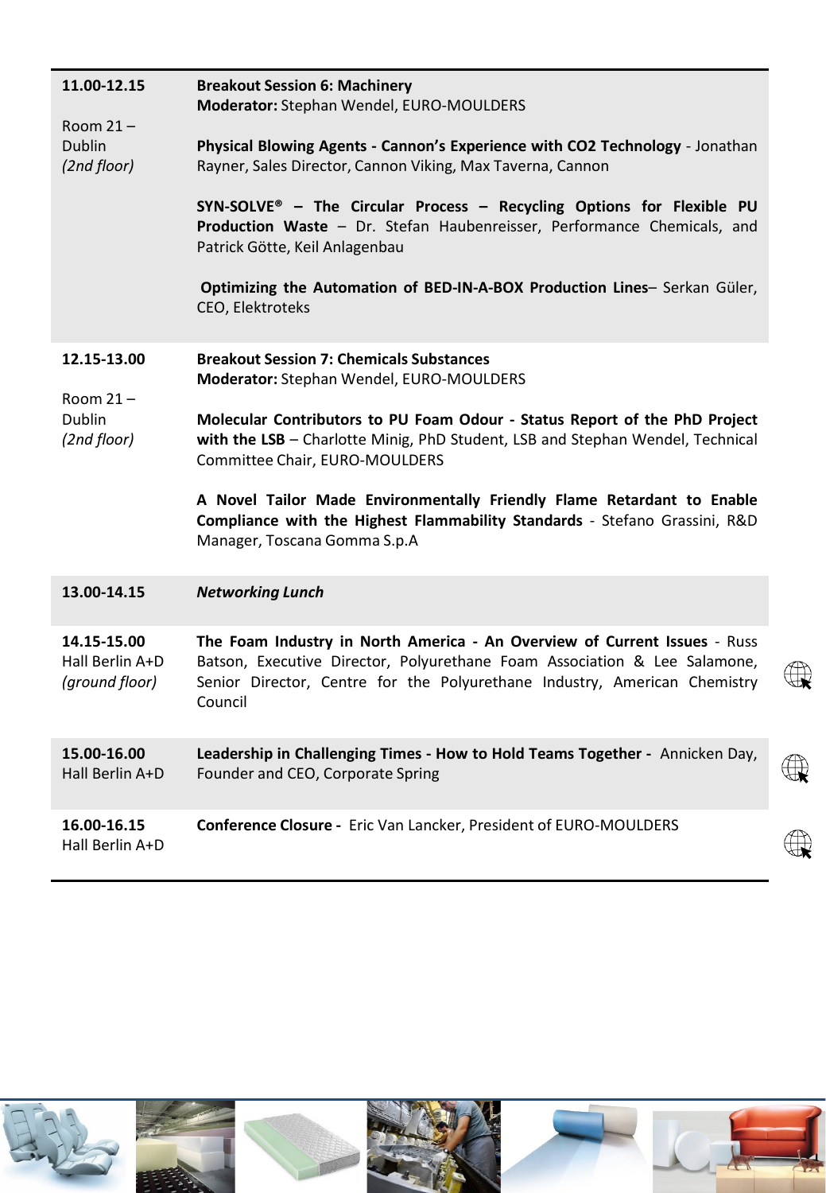| | |
|---|---|
| **11.00-12.15**<br><br>Room 21 – Dublin *(2nd floor)* | **Breakout Session 6: Machinery**<br>**Moderator:** Stephan Wendel, EURO-MOULDERS<br><br>**Physical Blowing Agents - Cannon's Experience with CO2 Technology** - Jonathan Rayner, Sales Director, Cannon Viking, Max Taverna, Cannon<br><br>**SYN-SOLVE® – The Circular Process – Recycling Options for Flexible PU Production Waste** – Dr. Stefan Haubenreisser, Performance Chemicals, and Patrick Götte, Keil Anlagenbau<br><br>**Optimizing the Automation of BED-IN-A-BOX Production Lines**– Serkan Güler, CEO, Elektroteks |
| **12.15-13.00**<br><br>Room 21 – Dublin *(2nd floor)* | **Breakout Session 7: Chemicals Substances**<br>**Moderator:** Stephan Wendel, EURO-MOULDERS<br><br>**Molecular Contributors to PU Foam Odour - Status Report of the PhD Project with the LSB** – Charlotte Minig, PhD Student, LSB and Stephan Wendel, Technical Committee Chair, EURO-MOULDERS<br><br>**A Novel Tailor Made Environmentally Friendly Flame Retardant to Enable Compliance with the Highest Flammability Standards** - Stefano Grassini, R&D Manager, Toscana Gomma S.p.A |
| **13.00-14.15** | ***Networking Lunch*** |
| **14.15-15.00**<br>Hall Berlin A+D *(ground floor)* | **The Foam Industry in North America - An Overview of Current Issues** - Russ Batson, Executive Director, Polyurethane Foam Association & Lee Salamone, Senior Director, Centre for the Polyurethane Industry, American Chemistry Council |
| **15.00-16.00**<br>Hall Berlin A+D | **Leadership in Challenging Times - How to Hold Teams Together -** Annicken Day, Founder and CEO, Corporate Spring |
| **16.00-16.15**<br>Hall Berlin A+D | **Conference Closure -** Eric Van Lancker, President of EURO-MOULDERS |